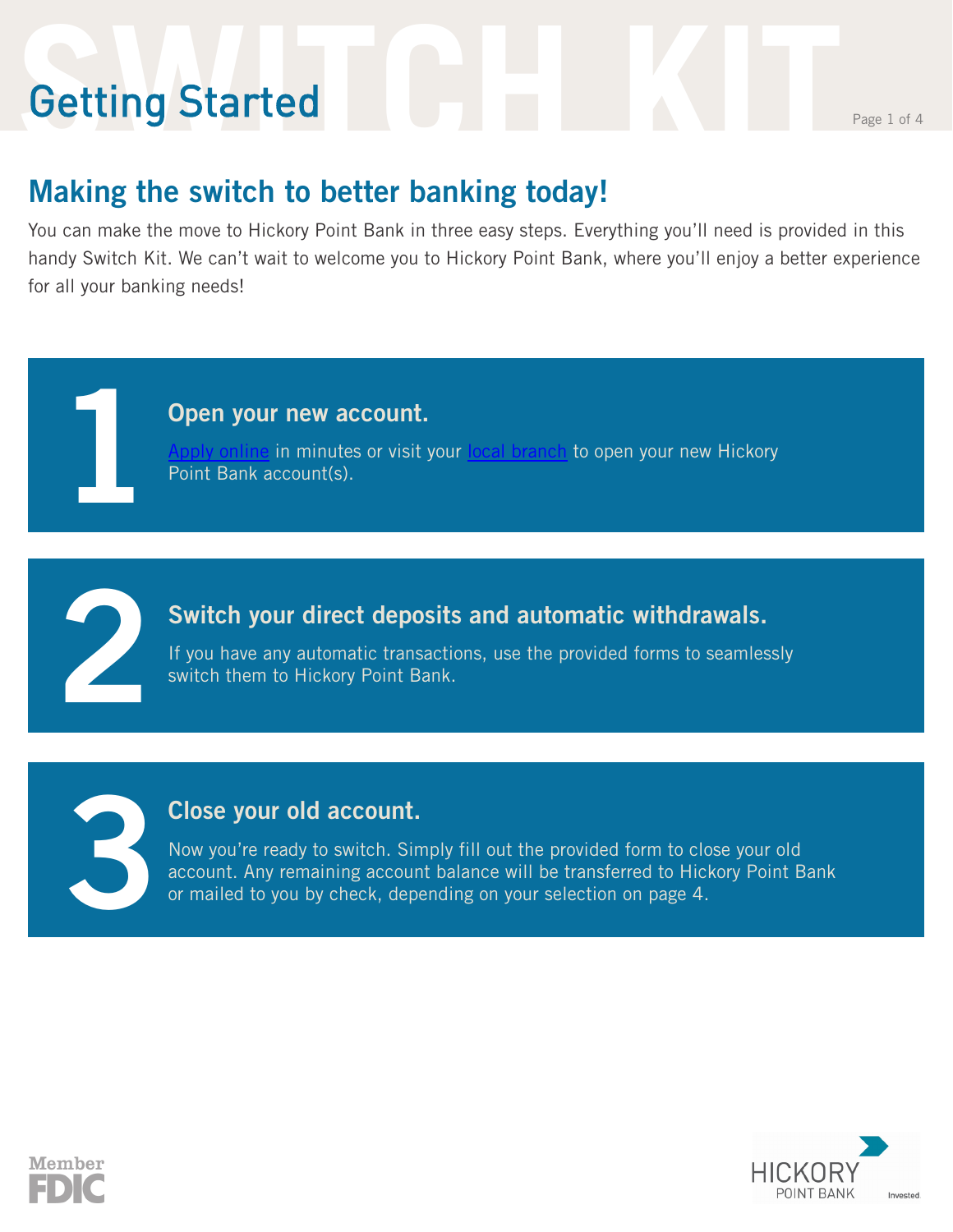# Getting Started

## Making the switch to better banking today!

You can make the move to Hickory Point Bank in three easy steps. Everything you'll need is provided in this handy Switch Kit. We can't wait to welcome you to Hickory Point Bank, where you'll enjoy a better experience for all your banking needs!

### 1 Open your new account.

Apply online in minutes or visit your local branch to open your new Hickory Point Bank account(s).

### 2 Switch your direct deposits and automatic withdrawals.

If you have any automatic transactions, use the provided forms to seamlessly switch them to Hickory Point Bank.

### 3 Close your old account.

Now you're ready to switch. Simply fill out the provided form to close your old account. Any remaining account balance will be transferred to Hickory Point Bank or mailed to you by check, depending on your selection on page 4.

Member FDIC

HICKORY POINT BANK Invested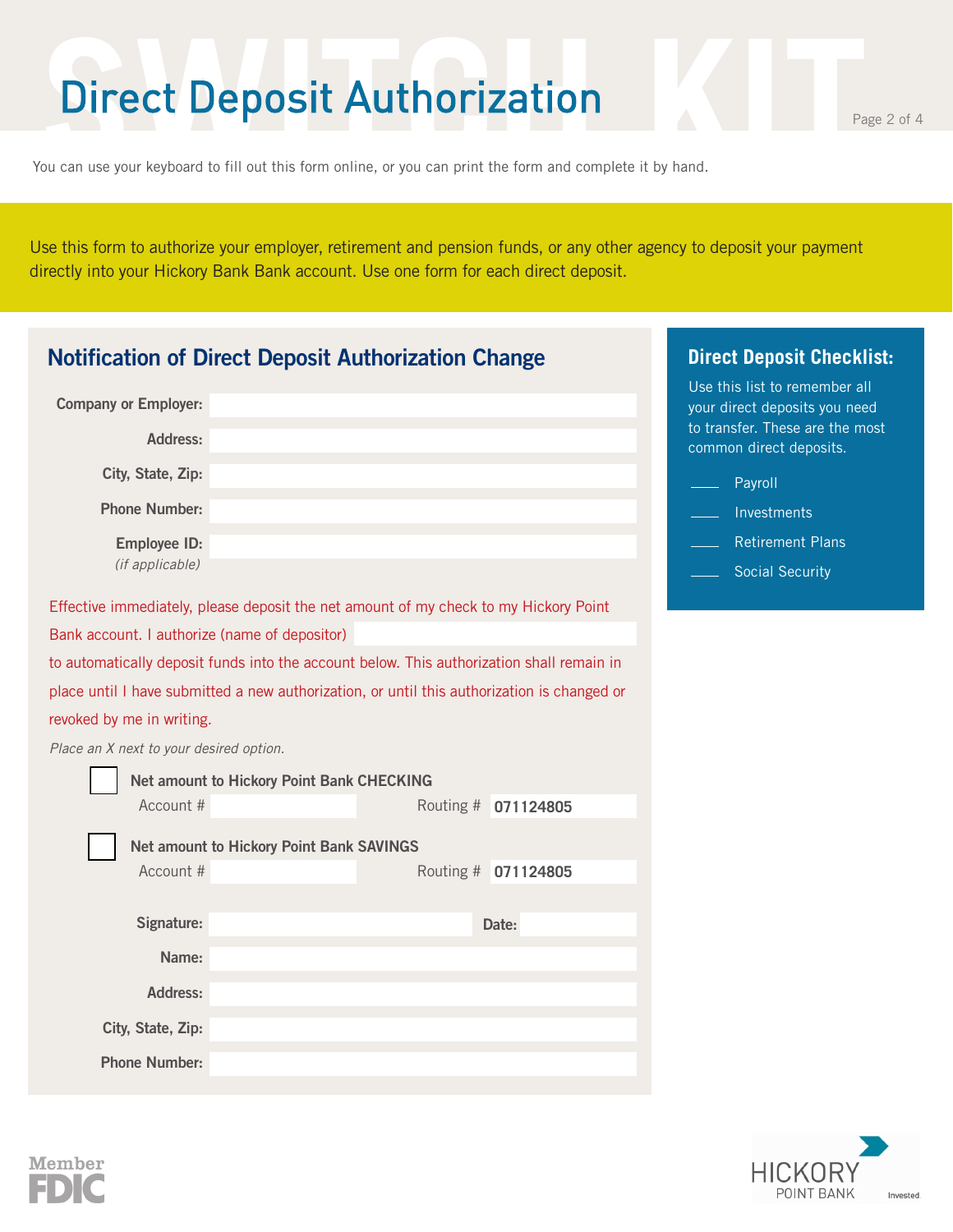# Direct Deposit Authorization

You can use your keyboard to fill out this form online, or you can print the form and complete it by hand.

Use this form to authorize your employer, retirement and pension funds, or any other agency to deposit your payment directly into your Hickory Bank Bank account. Use one form for each direct deposit.

## Notification of Direct Deposit Authorization Change

**Company or Employer:** 

**Address:** 

**City, State, Zip:** 

**Phone Number:** 

**Employee ID:** 
*(if applicable)*

Effective immediately, please deposit the net amount of my check to my Hickory Point Bank account. I authorize (name of depositor) ____________ to automatically deposit funds into the account below. This authorization shall remain in place until I have submitted a new authorization, or until this authorization is changed or revoked by me in writing.

*Place an X next to your desired option.*

☐ **Net amount to Hickory Point Bank CHECKING**
Account # ____________ Routing # **071124805**

☐ **Net amount to Hickory Point Bank SAVINGS**
Account # ____________ Routing # **071124805**

**Signature:** ____________ **Date:** ____________

**Name:** 

**Address:** 

**City, State, Zip:** 

**Phone Number:** 

## Direct Deposit Checklist:

Use this list to remember all your direct deposits you need to transfer. These are the most common direct deposits.

- ____ Payroll
- ____ Investments
- ____ Retirement Plans
- ____ Social Security

Member FDIC

HICKORY POINT BANK Invested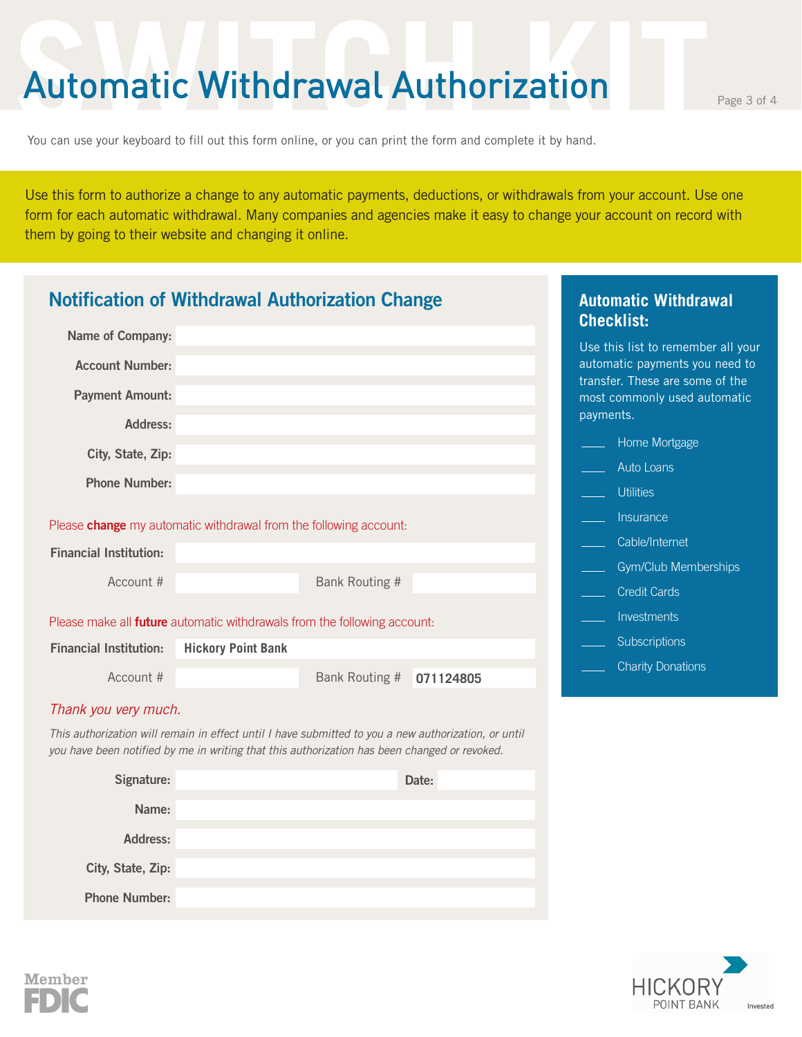# Automatic Withdrawal Authorization

You can use your keyboard to fill out this form online, or you can print the form and complete it by hand.

Use this form to authorize a change to any automatic payments, deductions, or withdrawals from your account. Use one form for each automatic withdrawal. Many companies and agencies make it easy to change your account on record with them by going to their website and changing it online.

## Notification of Withdrawal Authorization Change

**Name of Company:**

**Account Number:**

**Payment Amount:**

**Address:**

**City, State, Zip:**

**Phone Number:**

Please **change** my automatic withdrawal from the following account:

**Financial Institution:**

Account #  Bank Routing #

Please make all **future** automatic withdrawals from the following account:

**Financial Institution:** **Hickory Point Bank**

Account #  Bank Routing # **071124805**

*Thank you very much.*

*This authorization will remain in effect until I have submitted to you a new authorization, or until you have been notified by me in writing that this authorization has been changed or revoked.*

**Signature:**  **Date:**

**Name:**

**Address:**

**City, State, Zip:**

**Phone Number:**

## Automatic Withdrawal Checklist:

Use this list to remember all your automatic payments you need to transfer. These are some of the most commonly used automatic payments.

- ____ Home Mortgage
- ____ Auto Loans
- ____ Utilities
- ____ Insurance
- ____ Cable/Internet
- ____ Gym/Club Memberships
- ____ Credit Cards
- ____ Investments
- ____ Subscriptions
- ____ Charity Donations

Member FDIC

HICKORY POINT BANK Invested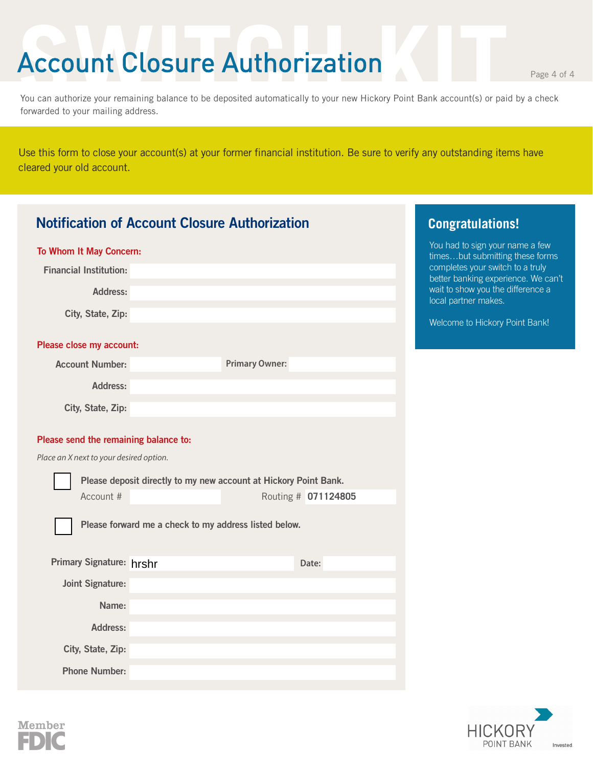# Account Closure Authorization

You can authorize your remaining balance to be deposited automatically to your new Hickory Point Bank account(s) or paid by a check forwarded to your mailing address.

Use this form to close your account(s) at your former financial institution. Be sure to verify any outstanding items have cleared your old account.

## Notification of Account Closure Authorization

**To Whom It May Concern:**

**Financial Institution:**

**Address:**

**City, State, Zip:**

**Please close my account:**

**Account Number:** **Primary Owner:**

**Address:**

**City, State, Zip:**

**Please send the remaining balance to:**

*Place an X next to your desired option.*

☐ **Please deposit directly to my new account at Hickory Point Bank.**

Account # Routing # **071124805**

☐ **Please forward me a check to my address listed below.**

**Primary Signature:** hrshr **Date:**

**Joint Signature:**

**Name:**

**Address:**

**City, State, Zip:**

**Phone Number:**

## Congratulations!

You had to sign your name a few times…but submitting these forms completes your switch to a truly better banking experience. We can't wait to show you the difference a local partner makes.

Welcome to Hickory Point Bank!

Member FDIC

HICKORY POINT BANK Invested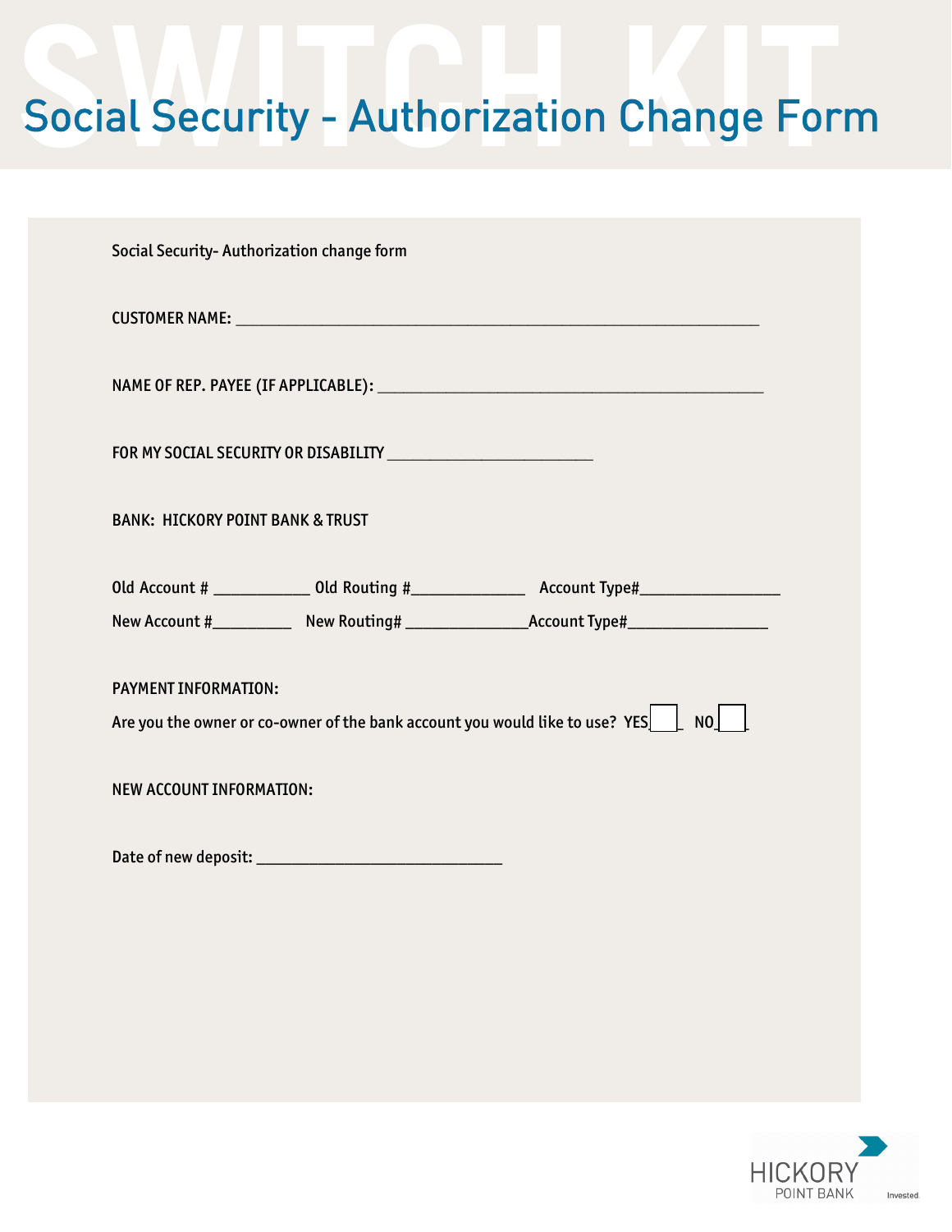# Social Security - Authorization Change Form

Social Security- Authorization change form

CUSTOMER NAME: ________________________________________________________________

NAME OF REP. PAYEE (IF APPLICABLE): ________________________________________________

FOR MY SOCIAL SECURITY OR DISABILITY _________________________

BANK: HICKORY POINT BANK & TRUST

Old Account # ____________ Old Routing #______________ Account Type#_________________

New Account #__________ New Routing# _______________Account Type#_________________

PAYMENT INFORMATION:

Are you the owner or co-owner of the bank account you would like to use? YES☐ NO☐

NEW ACCOUNT INFORMATION:

Date of new deposit: ______________________________

HICKORY POINT BANK Invested